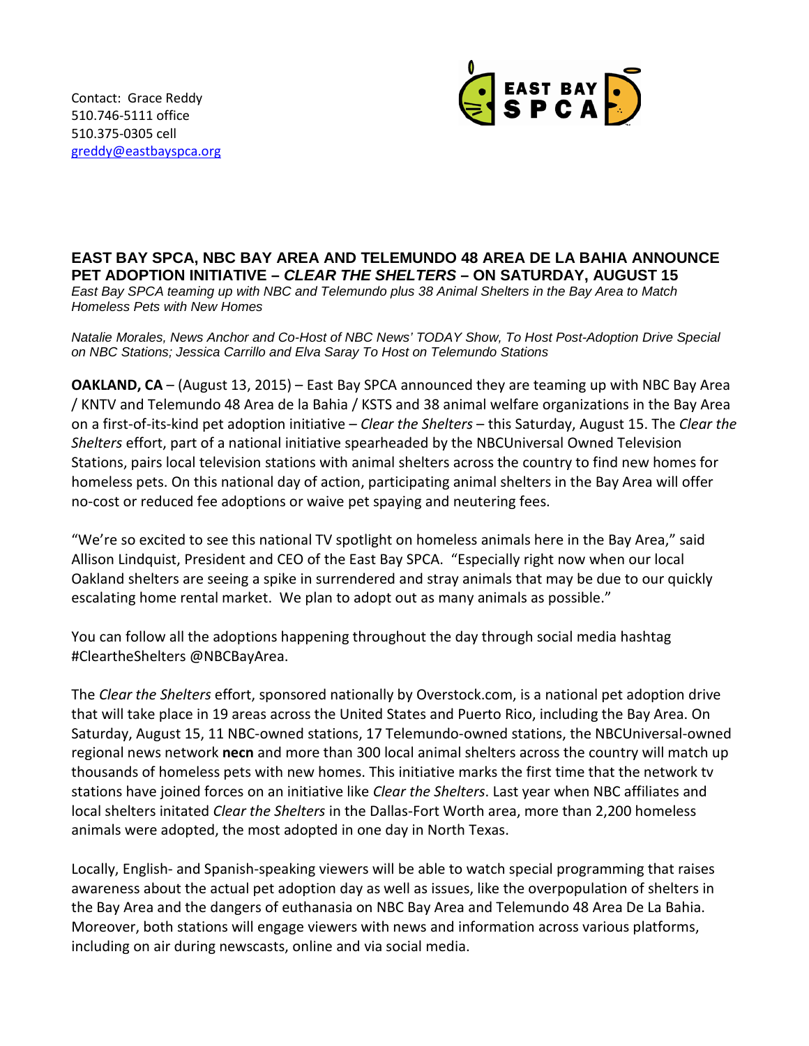Contact: Grace Reddy
510.746-5111 office
510.375-0305 cell
greddy@eastbayspca.org

EAST BAY SPCA

# EAST BAY SPCA, NBC BAY AREA AND TELEMUNDO 48 AREA DE LA BAHIA ANNOUNCE PET ADOPTION INITIATIVE – *CLEAR THE SHELTERS* – ON SATURDAY, AUGUST 15

*East Bay SPCA teaming up with NBC and Telemundo plus 38 Animal Shelters in the Bay Area to Match Homeless Pets with New Homes*

*Natalie Morales, News Anchor and Co-Host of NBC News' TODAY Show, To Host Post-Adoption Drive Special on NBC Stations; Jessica Carrillo and Elva Saray To Host on Telemundo Stations*

**OAKLAND, CA** – (August 13, 2015) – East Bay SPCA announced they are teaming up with NBC Bay Area / KNTV and Telemundo 48 Area de la Bahia / KSTS and 38 animal welfare organizations in the Bay Area on a first-of-its-kind pet adoption initiative – *Clear the Shelters* – this Saturday, August 15. The *Clear the Shelters* effort, part of a national initiative spearheaded by the NBCUniversal Owned Television Stations, pairs local television stations with animal shelters across the country to find new homes for homeless pets. On this national day of action, participating animal shelters in the Bay Area will offer no-cost or reduced fee adoptions or waive pet spaying and neutering fees.

"We're so excited to see this national TV spotlight on homeless animals here in the Bay Area," said Allison Lindquist, President and CEO of the East Bay SPCA. "Especially right now when our local Oakland shelters are seeing a spike in surrendered and stray animals that may be due to our quickly escalating home rental market. We plan to adopt out as many animals as possible."

You can follow all the adoptions happening throughout the day through social media hashtag #CleartheShelters @NBCBayArea.

The *Clear the Shelters* effort, sponsored nationally by Overstock.com, is a national pet adoption drive that will take place in 19 areas across the United States and Puerto Rico, including the Bay Area. On Saturday, August 15, 11 NBC-owned stations, 17 Telemundo-owned stations, the NBCUniversal-owned regional news network **necn** and more than 300 local animal shelters across the country will match up thousands of homeless pets with new homes. This initiative marks the first time that the network tv stations have joined forces on an initiative like *Clear the Shelters*. Last year when NBC affiliates and local shelters initated *Clear the Shelters* in the Dallas-Fort Worth area, more than 2,200 homeless animals were adopted, the most adopted in one day in North Texas.

Locally, English- and Spanish-speaking viewers will be able to watch special programming that raises awareness about the actual pet adoption day as well as issues, like the overpopulation of shelters in the Bay Area and the dangers of euthanasia on NBC Bay Area and Telemundo 48 Area De La Bahia. Moreover, both stations will engage viewers with news and information across various platforms, including on air during newscasts, online and via social media.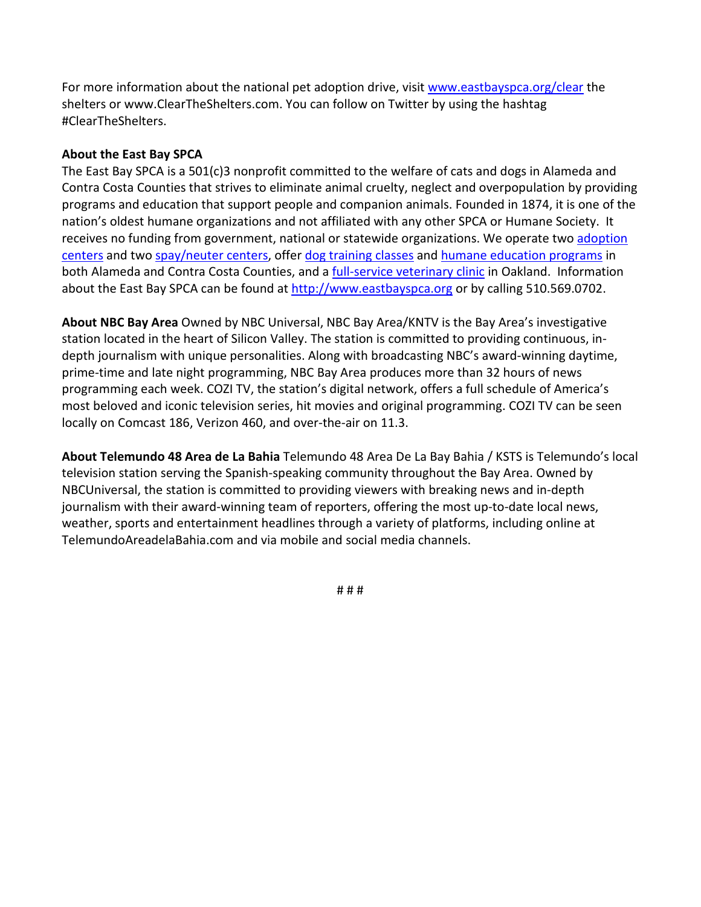For more information about the national pet adoption drive, visit [www.eastbayspca.org/clear](www.eastbayspca.org/clear) the shelters or www.ClearTheShelters.com. You can follow on Twitter by using the hashtag #ClearTheShelters.

**About the East Bay SPCA**

The East Bay SPCA is a 501(c)3 nonprofit committed to the welfare of cats and dogs in Alameda and Contra Costa Counties that strives to eliminate animal cruelty, neglect and overpopulation by providing programs and education that support people and companion animals. Founded in 1874, it is one of the nation's oldest humane organizations and not affiliated with any other SPCA or Humane Society. It receives no funding from government, national or statewide organizations. We operate two adoption centers and two spay/neuter centers, offer dog training classes and humane education programs in both Alameda and Contra Costa Counties, and a full-service veterinary clinic in Oakland. Information about the East Bay SPCA can be found at [http://www.eastbayspca.org](http://www.eastbayspca.org) or by calling 510.569.0702.

**About NBC Bay Area** Owned by NBC Universal, NBC Bay Area/KNTV is the Bay Area's investigative station located in the heart of Silicon Valley. The station is committed to providing continuous, in-depth journalism with unique personalities. Along with broadcasting NBC's award-winning daytime, prime-time and late night programming, NBC Bay Area produces more than 32 hours of news programming each week. COZI TV, the station's digital network, offers a full schedule of America's most beloved and iconic television series, hit movies and original programming. COZI TV can be seen locally on Comcast 186, Verizon 460, and over-the-air on 11.3.

**About Telemundo 48 Area de La Bahia** Telemundo 48 Area De La Bay Bahia / KSTS is Telemundo's local television station serving the Spanish-speaking community throughout the Bay Area. Owned by NBCUniversal, the station is committed to providing viewers with breaking news and in-depth journalism with their award-winning team of reporters, offering the most up-to-date local news, weather, sports and entertainment headlines through a variety of platforms, including online at TelemundoAreadelaBahia.com and via mobile and social media channels.

# # #